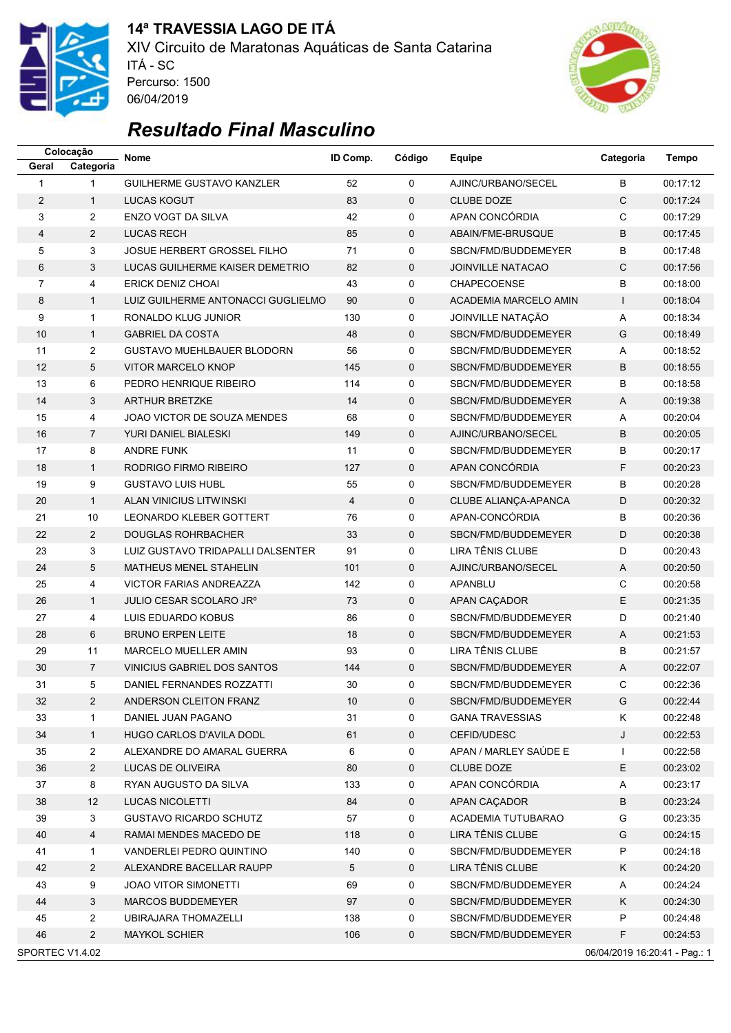# 14ª TRAVESSIA LAGO DE ITÁ

XIV Circuito de Maratonas Aquáticas de Santa Catarina
ITÁ - SC
Percurso: 1500
06/04/2019

## *Resultado Final Masculino*

| Colocação | | Nome | ID Comp. | Código | Equipe | Categoria | Tempo |
|---|---|---|---|---|---|---|---|
| Geral | Categoria | | | | | | |
| 1 | 1 | GUILHERME GUSTAVO KANZLER | 52 | 0 | AJINC/URBANO/SECEL | B | 00:17:12 |
| 2 | 1 | LUCAS KOGUT | 83 | 0 | CLUBE DOZE | C | 00:17:24 |
| 3 | 2 | ENZO VOGT DA SILVA | 42 | 0 | APAN CONCÓRDIA | C | 00:17:29 |
| 4 | 2 | LUCAS RECH | 85 | 0 | ABAIN/FME-BRUSQUE | B | 00:17:45 |
| 5 | 3 | JOSUE HERBERT GROSSEL FILHO | 71 | 0 | SBCN/FMD/BUDDEMEYER | B | 00:17:48 |
| 6 | 3 | LUCAS GUILHERME KAISER DEMETRIO | 82 | 0 | JOINVILLE NATACAO | C | 00:17:56 |
| 7 | 4 | ERICK DENIZ CHOAI | 43 | 0 | CHAPECOENSE | B | 00:18:00 |
| 8 | 1 | LUIZ GUILHERME ANTONACCI GUGLIELMO | 90 | 0 | ACADEMIA MARCELO AMIN | I | 00:18:04 |
| 9 | 1 | RONALDO KLUG JUNIOR | 130 | 0 | JOINVILLE NATAÇÃO | A | 00:18:34 |
| 10 | 1 | GABRIEL DA COSTA | 48 | 0 | SBCN/FMD/BUDDEMEYER | G | 00:18:49 |
| 11 | 2 | GUSTAVO MUEHLBAUER BLODORN | 56 | 0 | SBCN/FMD/BUDDEMEYER | A | 00:18:52 |
| 12 | 5 | VITOR MARCELO KNOP | 145 | 0 | SBCN/FMD/BUDDEMEYER | B | 00:18:55 |
| 13 | 6 | PEDRO HENRIQUE RIBEIRO | 114 | 0 | SBCN/FMD/BUDDEMEYER | B | 00:18:58 |
| 14 | 3 | ARTHUR BRETZKE | 14 | 0 | SBCN/FMD/BUDDEMEYER | A | 00:19:38 |
| 15 | 4 | JOAO VICTOR DE SOUZA MENDES | 68 | 0 | SBCN/FMD/BUDDEMEYER | A | 00:20:04 |
| 16 | 7 | YURI DANIEL BIALESKI | 149 | 0 | AJINC/URBANO/SECEL | B | 00:20:05 |
| 17 | 8 | ANDRE FUNK | 11 | 0 | SBCN/FMD/BUDDEMEYER | B | 00:20:17 |
| 18 | 1 | RODRIGO FIRMO RIBEIRO | 127 | 0 | APAN CONCÓRDIA | F | 00:20:23 |
| 19 | 9 | GUSTAVO LUIS HUBL | 55 | 0 | SBCN/FMD/BUDDEMEYER | B | 00:20:28 |
| 20 | 1 | ALAN VINICIUS LITWINSKI | 4 | 0 | CLUBE ALIANÇA-APANCA | D | 00:20:32 |
| 21 | 10 | LEONARDO KLEBER GOTTERT | 76 | 0 | APAN-CONCÓRDIA | B | 00:20:36 |
| 22 | 2 | DOUGLAS ROHRBACHER | 33 | 0 | SBCN/FMD/BUDDEMEYER | D | 00:20:38 |
| 23 | 3 | LUIZ GUSTAVO TRIDAPALLI DALSENTER | 91 | 0 | LIRA TÊNIS CLUBE | D | 00:20:43 |
| 24 | 5 | MATHEUS MENEL STAHELIN | 101 | 0 | AJINC/URBANO/SECEL | A | 00:20:50 |
| 25 | 4 | VICTOR FARIAS ANDREAZZA | 142 | 0 | APANBLU | C | 00:20:58 |
| 26 | 1 | JULIO CESAR SCOLARO JRº | 73 | 0 | APAN CAÇADOR | E | 00:21:35 |
| 27 | 4 | LUIS EDUARDO KOBUS | 86 | 0 | SBCN/FMD/BUDDEMEYER | D | 00:21:40 |
| 28 | 6 | BRUNO ERPEN LEITE | 18 | 0 | SBCN/FMD/BUDDEMEYER | A | 00:21:53 |
| 29 | 11 | MARCELO MUELLER AMIN | 93 | 0 | LIRA TÊNIS CLUBE | B | 00:21:57 |
| 30 | 7 | VINICIUS GABRIEL DOS SANTOS | 144 | 0 | SBCN/FMD/BUDDEMEYER | A | 00:22:07 |
| 31 | 5 | DANIEL FERNANDES ROZZATTI | 30 | 0 | SBCN/FMD/BUDDEMEYER | C | 00:22:36 |
| 32 | 2 | ANDERSON CLEITON FRANZ | 10 | 0 | SBCN/FMD/BUDDEMEYER | G | 00:22:44 |
| 33 | 1 | DANIEL JUAN PAGANO | 31 | 0 | GANA TRAVESSIAS | K | 00:22:48 |
| 34 | 1 | HUGO CARLOS D'AVILA DODL | 61 | 0 | CEFID/UDESC | J | 00:22:53 |
| 35 | 2 | ALEXANDRE DO AMARAL GUERRA | 6 | 0 | APAN / MARLEY SAÚDE E | I | 00:22:58 |
| 36 | 2 | LUCAS DE OLIVEIRA | 80 | 0 | CLUBE DOZE | E | 00:23:02 |
| 37 | 8 | RYAN AUGUSTO DA SILVA | 133 | 0 | APAN CONCÓRDIA | A | 00:23:17 |
| 38 | 12 | LUCAS NICOLETTI | 84 | 0 | APAN CAÇADOR | B | 00:23:24 |
| 39 | 3 | GUSTAVO RICARDO SCHUTZ | 57 | 0 | ACADEMIA TUTUBARAO | G | 00:23:35 |
| 40 | 4 | RAMAI MENDES MACEDO DE | 118 | 0 | LIRA TÊNIS CLUBE | G | 00:24:15 |
| 41 | 1 | VANDERLEI PEDRO QUINTINO | 140 | 0 | SBCN/FMD/BUDDEMEYER | P | 00:24:18 |
| 42 | 2 | ALEXANDRE BACELLAR RAUPP | 5 | 0 | LIRA TÊNIS CLUBE | K | 00:24:20 |
| 43 | 9 | JOAO VITOR SIMONETTI | 69 | 0 | SBCN/FMD/BUDDEMEYER | A | 00:24:24 |
| 44 | 3 | MARCOS BUDDEMEYER | 97 | 0 | SBCN/FMD/BUDDEMEYER | K | 00:24:30 |
| 45 | 2 | UBIRAJARA THOMAZELLI | 138 | 0 | SBCN/FMD/BUDDEMEYER | P | 00:24:48 |
| 46 | 2 | MAYKOL SCHIER | 106 | 0 | SBCN/FMD/BUDDEMEYER | F | 00:24:53 |

SPORTEC V1.4.02 — 06/04/2019 16:20:41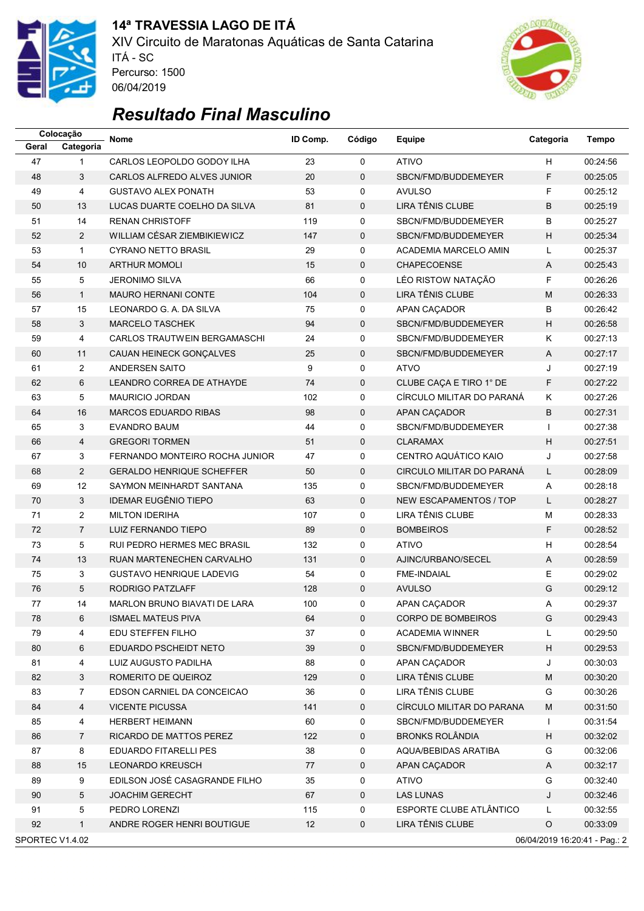**14ª TRAVESSIA LAGO DE ITÁ**

XIV Circuito de Maratonas Aquáticas de Santa Catarina

ITÁ - SC

Percurso: 1500

06/04/2019

## *Resultado Final Masculino*

| Colocação | | Nome | ID Comp. | Código | Equipe | Categoria | Tempo |
|---|---|---|---|---|---|---|---|
| Geral | Categoria | | | | | | |
| 47 | 1 | CARLOS LEOPOLDO GODOY ILHA | 23 | 0 | ATIVO | H | 00:24:56 |
| 48 | 3 | CARLOS ALFREDO ALVES JUNIOR | 20 | 0 | SBCN/FMD/BUDDEMEYER | F | 00:25:05 |
| 49 | 4 | GUSTAVO ALEX PONATH | 53 | 0 | AVULSO | F | 00:25:12 |
| 50 | 13 | LUCAS DUARTE COELHO DA SILVA | 81 | 0 | LIRA TÊNIS CLUBE | B | 00:25:19 |
| 51 | 14 | RENAN CHRISTOFF | 119 | 0 | SBCN/FMD/BUDDEMEYER | B | 00:25:27 |
| 52 | 2 | WILLIAM CÉSAR ZIEMBIKIEWICZ | 147 | 0 | SBCN/FMD/BUDDEMEYER | H | 00:25:34 |
| 53 | 1 | CYRANO NETTO BRASIL | 29 | 0 | ACADEMIA MARCELO AMIN | L | 00:25:37 |
| 54 | 10 | ARTHUR MOMOLI | 15 | 0 | CHAPECOENSE | A | 00:25:43 |
| 55 | 5 | JERONIMO SILVA | 66 | 0 | LÉO RISTOW NATAÇÃO | F | 00:26:26 |
| 56 | 1 | MAURO HERNANI CONTE | 104 | 0 | LIRA TÊNIS CLUBE | M | 00:26:33 |
| 57 | 15 | LEONARDO G. A. DA SILVA | 75 | 0 | APAN CAÇADOR | B | 00:26:42 |
| 58 | 3 | MARCELO TASCHEK | 94 | 0 | SBCN/FMD/BUDDEMEYER | H | 00:26:58 |
| 59 | 4 | CARLOS TRAUTWEIN BERGAMASCHI | 24 | 0 | SBCN/FMD/BUDDEMEYER | K | 00:27:13 |
| 60 | 11 | CAUAN HEINECK GONÇALVES | 25 | 0 | SBCN/FMD/BUDDEMEYER | A | 00:27:17 |
| 61 | 2 | ANDERSEN SAITO | 9 | 0 | ATVO | J | 00:27:19 |
| 62 | 6 | LEANDRO CORREA DE ATHAYDE | 74 | 0 | CLUBE CAÇA E TIRO 1° DE | F | 00:27:22 |
| 63 | 5 | MAURICIO JORDAN | 102 | 0 | CÍRCULO MILITAR DO PARANÁ | K | 00:27:26 |
| 64 | 16 | MARCOS EDUARDO RIBAS | 98 | 0 | APAN CAÇADOR | B | 00:27:31 |
| 65 | 3 | EVANDRO BAUM | 44 | 0 | SBCN/FMD/BUDDEMEYER | I | 00:27:38 |
| 66 | 4 | GREGORI TORMEN | 51 | 0 | CLARAMAX | H | 00:27:51 |
| 67 | 3 | FERNANDO MONTEIRO ROCHA JUNIOR | 47 | 0 | CENTRO AQUÁTICO KAIO | J | 00:27:58 |
| 68 | 2 | GERALDO HENRIQUE SCHEFFER | 50 | 0 | CIRCULO MILITAR DO PARANÁ | L | 00:28:09 |
| 69 | 12 | SAYMON MEINHARDT SANTANA | 135 | 0 | SBCN/FMD/BUDDEMEYER | A | 00:28:18 |
| 70 | 3 | IDEMAR EUGÊNIO TIEPO | 63 | 0 | NEW ESCAPAMENTOS / TOP | L | 00:28:27 |
| 71 | 2 | MILTON IDERIHA | 107 | 0 | LIRA TÊNIS CLUBE | M | 00:28:33 |
| 72 | 7 | LUIZ FERNANDO TIEPO | 89 | 0 | BOMBEIROS | F | 00:28:52 |
| 73 | 5 | RUI PEDRO HERMES MEC BRASIL | 132 | 0 | ATIVO | H | 00:28:54 |
| 74 | 13 | RUAN MARTENECHEN CARVALHO | 131 | 0 | AJINC/URBANO/SECEL | A | 00:28:59 |
| 75 | 3 | GUSTAVO HENRIQUE LADEVIG | 54 | 0 | FME-INDAIAL | E | 00:29:02 |
| 76 | 5 | RODRIGO PATZLAFF | 128 | 0 | AVULSO | G | 00:29:12 |
| 77 | 14 | MARLON BRUNO BIAVATI DE LARA | 100 | 0 | APAN CAÇADOR | A | 00:29:37 |
| 78 | 6 | ISMAEL MATEUS PIVA | 64 | 0 | CORPO DE BOMBEIROS | G | 00:29:43 |
| 79 | 4 | EDU STEFFEN FILHO | 37 | 0 | ACADEMIA WINNER | L | 00:29:50 |
| 80 | 6 | EDUARDO PSCHEIDT NETO | 39 | 0 | SBCN/FMD/BUDDEMEYER | H | 00:29:53 |
| 81 | 4 | LUIZ AUGUSTO PADILHA | 88 | 0 | APAN CAÇADOR | J | 00:30:03 |
| 82 | 3 | ROMERITO DE QUEIROZ | 129 | 0 | LIRA TÊNIS CLUBE | M | 00:30:20 |
| 83 | 7 | EDSON CARNIEL DA CONCEICAO | 36 | 0 | LIRA TÊNIS CLUBE | G | 00:30:26 |
| 84 | 4 | VICENTE PICUSSA | 141 | 0 | CÍRCULO MILITAR DO PARANA | M | 00:31:50 |
| 85 | 4 | HERBERT HEIMANN | 60 | 0 | SBCN/FMD/BUDDEMEYER | I | 00:31:54 |
| 86 | 7 | RICARDO DE MATTOS PEREZ | 122 | 0 | BRONKS ROLÂNDIA | H | 00:32:02 |
| 87 | 8 | EDUARDO FITARELLI PES | 38 | 0 | AQUA/BEBIDAS ARATIBA | G | 00:32:06 |
| 88 | 15 | LEONARDO KREUSCH | 77 | 0 | APAN CAÇADOR | A | 00:32:17 |
| 89 | 9 | EDILSON JOSÉ CASAGRANDE FILHO | 35 | 0 | ATIVO | G | 00:32:40 |
| 90 | 5 | JOACHIM GERECHT | 67 | 0 | LAS LUNAS | J | 00:32:46 |
| 91 | 5 | PEDRO LORENZI | 115 | 0 | ESPORTE CLUBE ATLÂNTICO | L | 00:32:55 |
| 92 | 1 | ANDRE ROGER HENRI BOUTIGUE | 12 | 0 | LIRA TÊNIS CLUBE | O | 00:33:09 |

SPORTEC V1.4.02 06/04/2019 16:20:41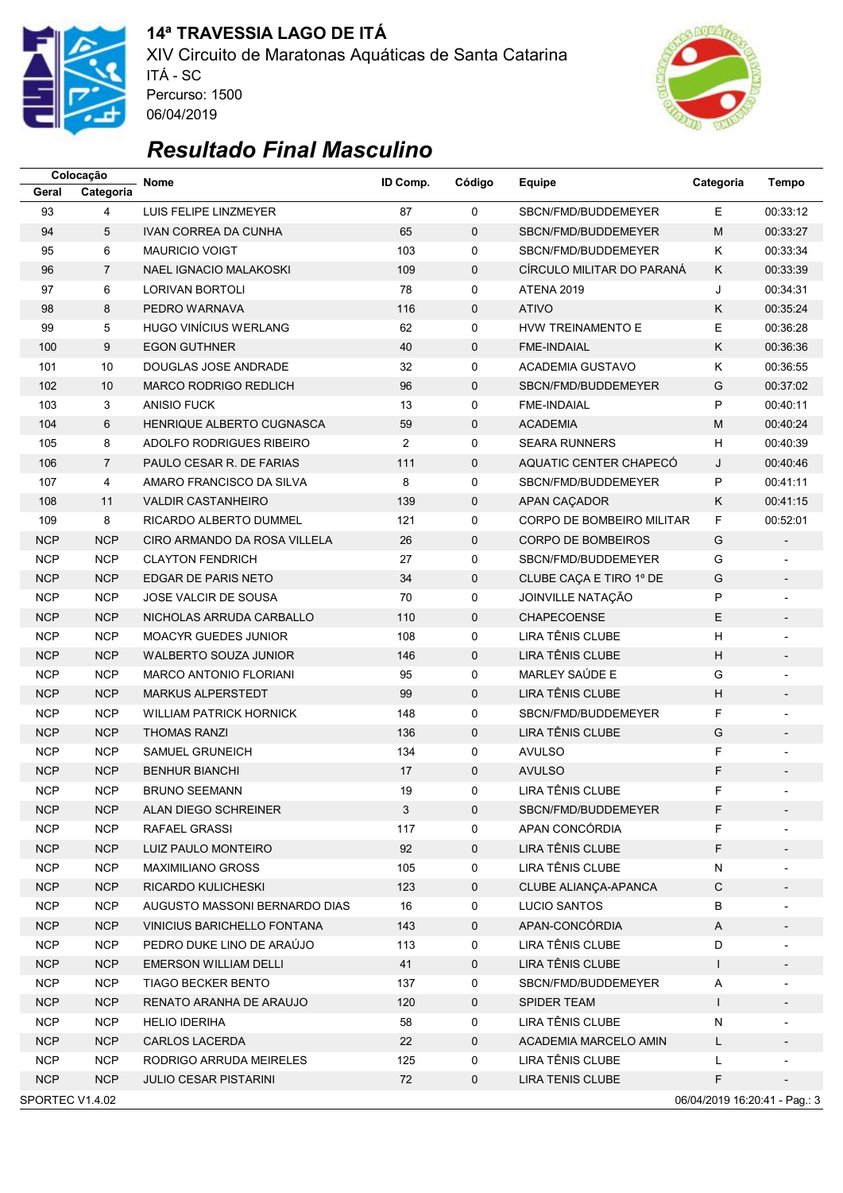# 14ª TRAVESSIA LAGO DE ITÁ

XIV Circuito de Maratonas Aquáticas de Santa Catarina
ITÁ - SC
Percurso: 1500
06/04/2019

## *Resultado Final Masculino*

| Colocação | | Nome | ID Comp. | Código | Equipe | Categoria | Tempo |
|---|---|---|---|---|---|---|---|
| Geral | Categoria | | | | | | |
| 93 | 4 | LUIS FELIPE LINZMEYER | 87 | 0 | SBCN/FMD/BUDDEMEYER | E | 00:33:12 |
| 94 | 5 | IVAN CORREA DA CUNHA | 65 | 0 | SBCN/FMD/BUDDEMEYER | M | 00:33:27 |
| 95 | 6 | MAURICIO VOIGT | 103 | 0 | SBCN/FMD/BUDDEMEYER | K | 00:33:34 |
| 96 | 7 | NAEL IGNACIO MALAKOSKI | 109 | 0 | CÍRCULO MILITAR DO PARANÁ | K | 00:33:39 |
| 97 | 6 | LORIVAN BORTOLI | 78 | 0 | ATENA 2019 | J | 00:34:31 |
| 98 | 8 | PEDRO WARNAVA | 116 | 0 | ATIVO | K | 00:35:24 |
| 99 | 5 | HUGO VINÍCIUS WERLANG | 62 | 0 | HVW TREINAMENTO E | E | 00:36:28 |
| 100 | 9 | EGON GUTHNER | 40 | 0 | FME-INDAIAL | K | 00:36:36 |
| 101 | 10 | DOUGLAS JOSE ANDRADE | 32 | 0 | ACADEMIA GUSTAVO | K | 00:36:55 |
| 102 | 10 | MARCO RODRIGO REDLICH | 96 | 0 | SBCN/FMD/BUDDEMEYER | G | 00:37:02 |
| 103 | 3 | ANISIO FUCK | 13 | 0 | FME-INDAIAL | P | 00:40:11 |
| 104 | 6 | HENRIQUE ALBERTO CUGNASCA | 59 | 0 | ACADEMIA | M | 00:40:24 |
| 105 | 8 | ADOLFO RODRIGUES RIBEIRO | 2 | 0 | SEARA RUNNERS | H | 00:40:39 |
| 106 | 7 | PAULO CESAR R. DE FARIAS | 111 | 0 | AQUATIC CENTER CHAPECÓ | J | 00:40:46 |
| 107 | 4 | AMARO FRANCISCO DA SILVA | 8 | 0 | SBCN/FMD/BUDDEMEYER | P | 00:41:11 |
| 108 | 11 | VALDIR CASTANHEIRO | 139 | 0 | APAN CAÇADOR | K | 00:41:15 |
| 109 | 8 | RICARDO ALBERTO DUMMEL | 121 | 0 | CORPO DE BOMBEIRO MILITAR | F | 00:52:01 |
| NCP | NCP | CIRO ARMANDO DA ROSA VILLELA | 26 | 0 | CORPO DE BOMBEIROS | G | - |
| NCP | NCP | CLAYTON FENDRICH | 27 | 0 | SBCN/FMD/BUDDEMEYER | G | - |
| NCP | NCP | EDGAR DE PARIS NETO | 34 | 0 | CLUBE CAÇA E TIRO 1º DE | G | - |
| NCP | NCP | JOSE VALCIR DE SOUSA | 70 | 0 | JOINVILLE NATAÇÃO | P | - |
| NCP | NCP | NICHOLAS ARRUDA CARBALLO | 110 | 0 | CHAPECOENSE | E | - |
| NCP | NCP | MOACYR GUEDES JUNIOR | 108 | 0 | LIRA TÊNIS CLUBE | H | - |
| NCP | NCP | WALBERTO SOUZA JUNIOR | 146 | 0 | LIRA TÊNIS CLUBE | H | - |
| NCP | NCP | MARCO ANTONIO FLORIANI | 95 | 0 | MARLEY SAÚDE E | G | - |
| NCP | NCP | MARKUS ALPERSTEDT | 99 | 0 | LIRA TÊNIS CLUBE | H | - |
| NCP | NCP | WILLIAM PATRICK HORNICK | 148 | 0 | SBCN/FMD/BUDDEMEYER | F | - |
| NCP | NCP | THOMAS RANZI | 136 | 0 | LIRA TÊNIS CLUBE | G | - |
| NCP | NCP | SAMUEL GRUNEICH | 134 | 0 | AVULSO | F | - |
| NCP | NCP | BENHUR BIANCHI | 17 | 0 | AVULSO | F | - |
| NCP | NCP | BRUNO SEEMANN | 19 | 0 | LIRA TÊNIS CLUBE | F | - |
| NCP | NCP | ALAN DIEGO SCHREINER | 3 | 0 | SBCN/FMD/BUDDEMEYER | F | - |
| NCP | NCP | RAFAEL GRASSI | 117 | 0 | APAN CONCÓRDIA | F | - |
| NCP | NCP | LUIZ PAULO MONTEIRO | 92 | 0 | LIRA TÊNIS CLUBE | F | - |
| NCP | NCP | MAXIMILIANO GROSS | 105 | 0 | LIRA TÊNIS CLUBE | N | - |
| NCP | NCP | RICARDO KULICHESKI | 123 | 0 | CLUBE ALIANÇA-APANCA | C | - |
| NCP | NCP | AUGUSTO MASSONI BERNARDO DIAS | 16 | 0 | LUCIO SANTOS | B | - |
| NCP | NCP | VINICIUS BARICHELLO FONTANA | 143 | 0 | APAN-CONCÓRDIA | A | - |
| NCP | NCP | PEDRO DUKE LINO DE ARAÚJO | 113 | 0 | LIRA TÊNIS CLUBE | D | - |
| NCP | NCP | EMERSON WILLIAM DELLI | 41 | 0 | LIRA TÊNIS CLUBE | I | - |
| NCP | NCP | TIAGO BECKER BENTO | 137 | 0 | SBCN/FMD/BUDDEMEYER | A | - |
| NCP | NCP | RENATO ARANHA DE ARAUJO | 120 | 0 | SPIDER TEAM | I | - |
| NCP | NCP | HELIO IDERIHA | 58 | 0 | LIRA TÊNIS CLUBE | N | - |
| NCP | NCP | CARLOS LACERDA | 22 | 0 | ACADEMIA MARCELO AMIN | L | - |
| NCP | NCP | RODRIGO ARRUDA MEIRELES | 125 | 0 | LIRA TÊNIS CLUBE | L | - |
| NCP | NCP | JULIO CESAR PISTARINI | 72 | 0 | LIRA TENIS CLUBE | F | - |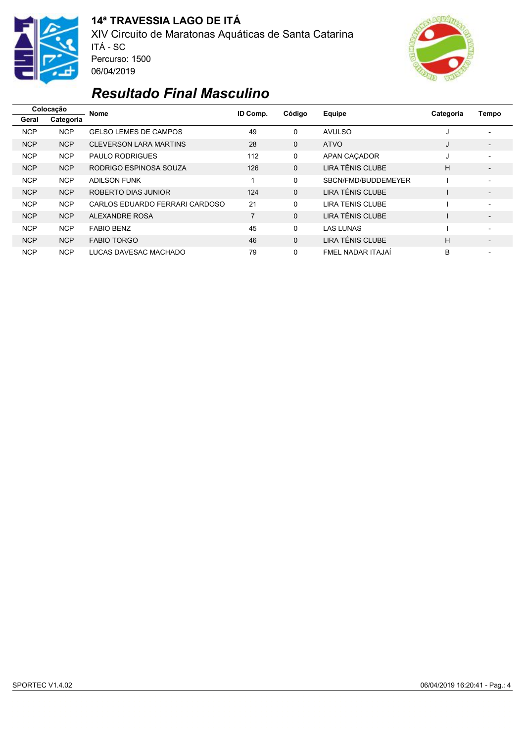**14ª TRAVESSIA LAGO DE ITÁ**

XIV Circuito de Maratonas Aquáticas de Santa Catarina

ITÁ - SC

Percurso: 1500

06/04/2019

## *Resultado Final Masculino*

| Colocação | | Nome | ID Comp. | Código | Equipe | Categoria | Tempo |
|---|---|---|---|---|---|---|---|
| Geral | Categoria | | | | | | |
| NCP | NCP | GELSO LEMES DE CAMPOS | 49 | 0 | AVULSO | J | - |
| NCP | NCP | CLEVERSON LARA MARTINS | 28 | 0 | ATVO | J | - |
| NCP | NCP | PAULO RODRIGUES | 112 | 0 | APAN CAÇADOR | J | - |
| NCP | NCP | RODRIGO ESPINOSA SOUZA | 126 | 0 | LIRA TÊNIS CLUBE | H | - |
| NCP | NCP | ADILSON FUNK | 1 | 0 | SBCN/FMD/BUDDEMEYER | I | - |
| NCP | NCP | ROBERTO DIAS JUNIOR | 124 | 0 | LIRA TÊNIS CLUBE | I | - |
| NCP | NCP | CARLOS EDUARDO FERRARI CARDOSO | 21 | 0 | LIRA TENIS CLUBE | I | - |
| NCP | NCP | ALEXANDRE ROSA | 7 | 0 | LIRA TÊNIS CLUBE | I | - |
| NCP | NCP | FABIO BENZ | 45 | 0 | LAS LUNAS | I | - |
| NCP | NCP | FABIO TORGO | 46 | 0 | LIRA TÊNIS CLUBE | H | - |
| NCP | NCP | LUCAS DAVESAC MACHADO | 79 | 0 | FMEL NADAR ITAJAÍ | B | - |

SPORTEC V1.4.02

06/04/2019 16:20:41